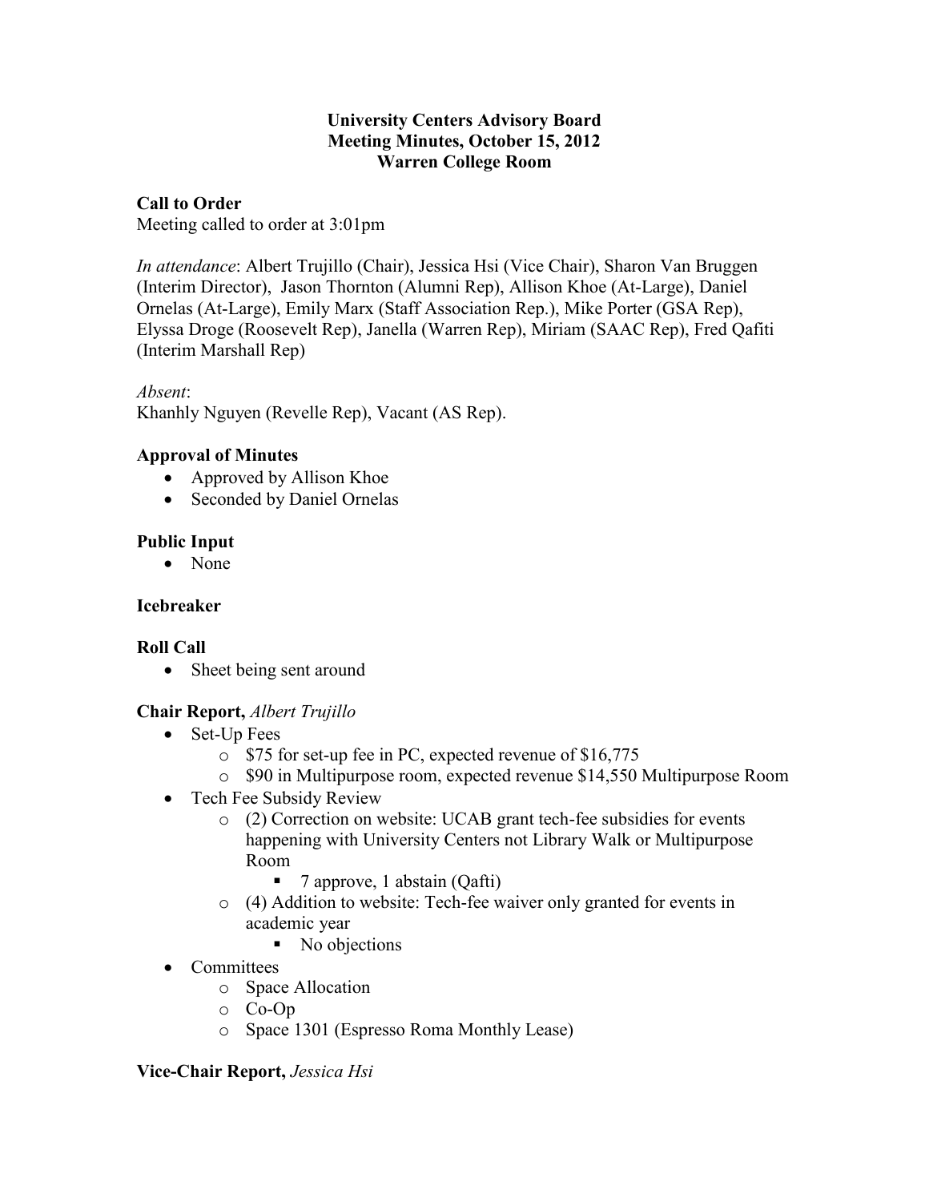**University Centers Advisory Board**
**Meeting Minutes, October 15, 2012**
**Warren College Room**

**Call to Order**
Meeting called to order at 3:01pm

*In attendance*: Albert Trujillo (Chair), Jessica Hsi (Vice Chair), Sharon Van Bruggen (Interim Director), Jason Thornton (Alumni Rep), Allison Khoe (At-Large), Daniel Ornelas (At-Large), Emily Marx (Staff Association Rep.), Mike Porter (GSA Rep), Elyssa Droge (Roosevelt Rep), Janella (Warren Rep), Miriam (SAAC Rep), Fred Qafiti (Interim Marshall Rep)

*Absent*:
Khanhly Nguyen (Revelle Rep), Vacant (AS Rep).

**Approval of Minutes**

- Approved by Allison Khoe
- Seconded by Daniel Ornelas

**Public Input**

- None

**Icebreaker**

**Roll Call**

- Sheet being sent around

**Chair Report,** *Albert Trujillo*

- Set-Up Fees
    - $75 for set-up fee in PC, expected revenue of $16,775
    - $90 in Multipurpose room, expected revenue $14,550 Multipurpose Room
- Tech Fee Subsidy Review
    - (2) Correction on website: UCAB grant tech-fee subsidies for events happening with University Centers not Library Walk or Multipurpose Room
        - 7 approve, 1 abstain (Qafti)
    - (4) Addition to website: Tech-fee waiver only granted for events in academic year
        - No objections
- Committees
    - Space Allocation
    - Co-Op
    - Space 1301 (Espresso Roma Monthly Lease)

**Vice-Chair Report,** *Jessica Hsi*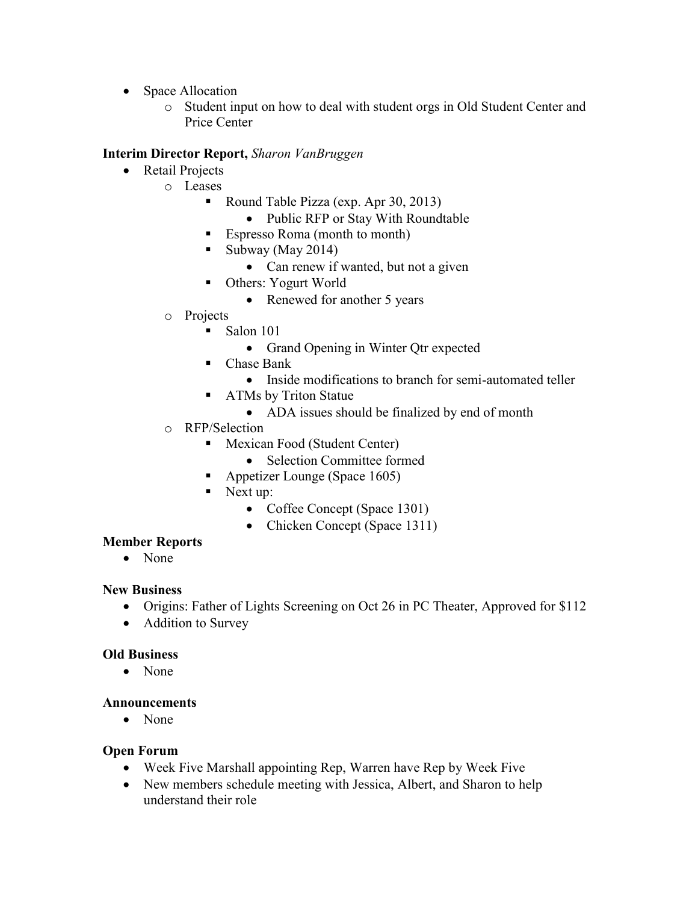- Space Allocation
  - Student input on how to deal with student orgs in Old Student Center and Price Center

**Interim Director Report,** *Sharon VanBruggen*

- Retail Projects
  - Leases
    - Round Table Pizza (exp. Apr 30, 2013)
      - Public RFP or Stay With Roundtable
    - Espresso Roma (month to month)
    - Subway (May 2014)
      - Can renew if wanted, but not a given
    - Others: Yogurt World
      - Renewed for another 5 years
  - Projects
    - Salon 101
      - Grand Opening in Winter Qtr expected
    - Chase Bank
      - Inside modifications to branch for semi-automated teller
    - ATMs by Triton Statue
      - ADA issues should be finalized by end of month
  - RFP/Selection
    - Mexican Food (Student Center)
      - Selection Committee formed
    - Appetizer Lounge (Space 1605)
    - Next up:
      - Coffee Concept (Space 1301)
      - Chicken Concept (Space 1311)

**Member Reports**

- None

**New Business**

- Origins: Father of Lights Screening on Oct 26 in PC Theater, Approved for $112
- Addition to Survey

**Old Business**

- None

**Announcements**

- None

**Open Forum**

- Week Five Marshall appointing Rep, Warren have Rep by Week Five
- New members schedule meeting with Jessica, Albert, and Sharon to help understand their role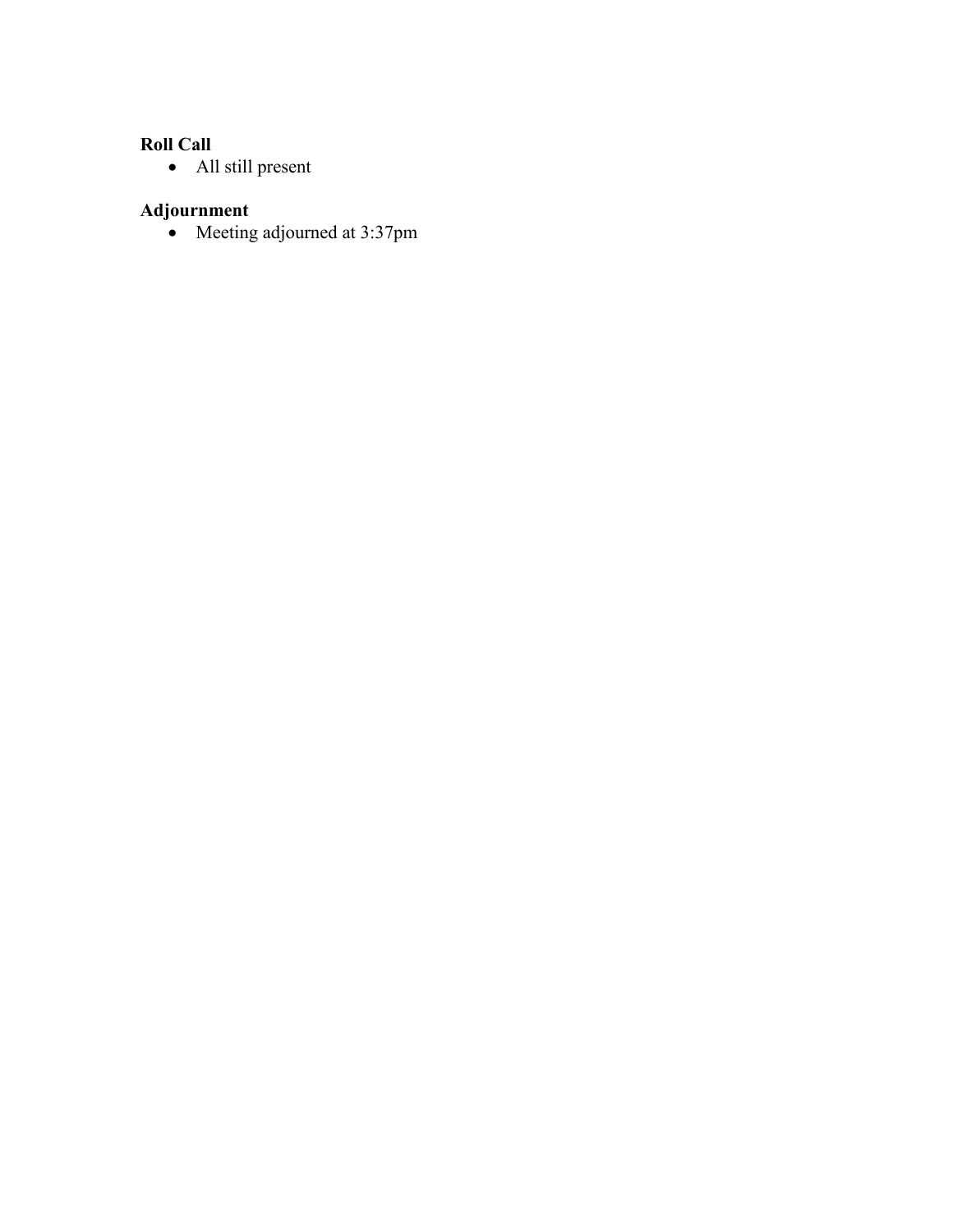**Roll Call**

- All still present

**Adjournment**

- Meeting adjourned at 3:37pm